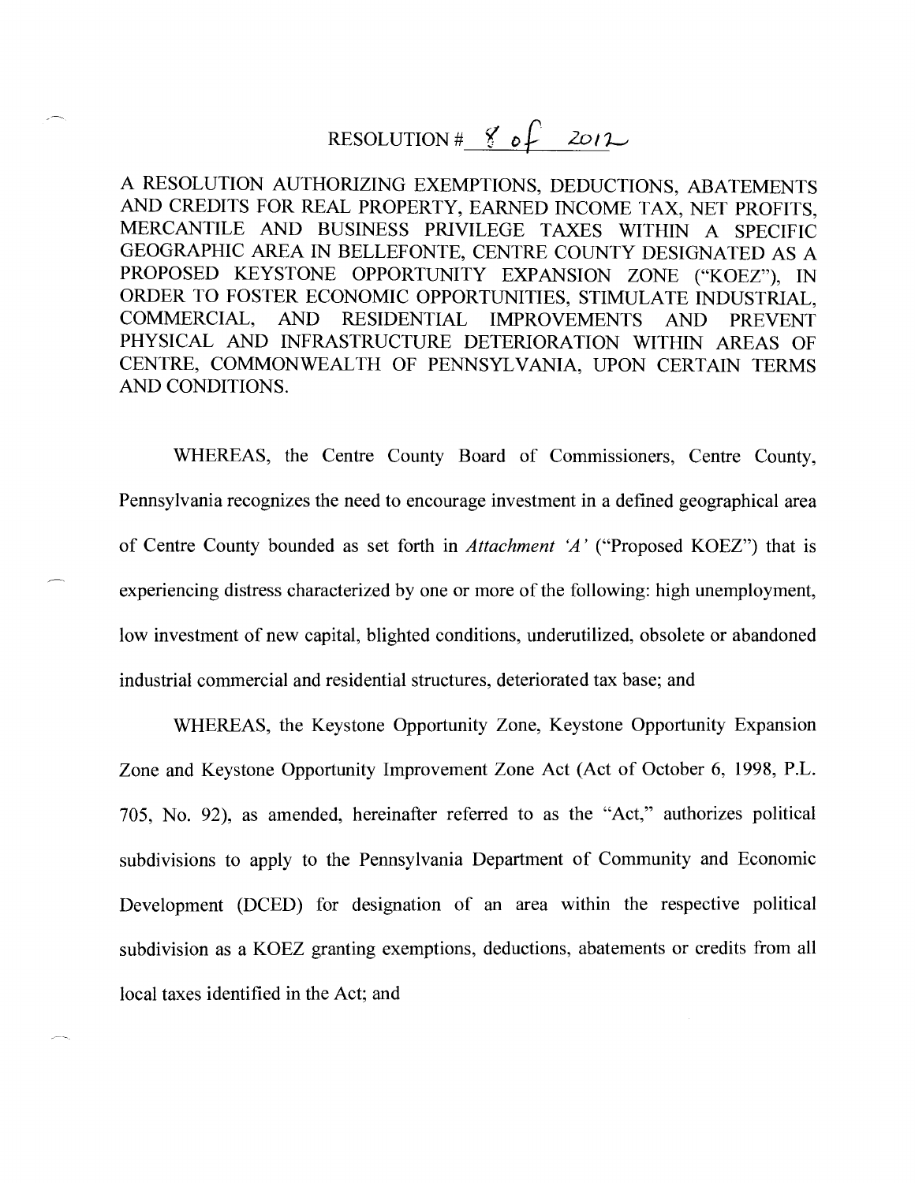# RESOLUTION # 8 of 2012

A RESOLUTION AUTHORIZING EXEMPTIONS, DEDUCTIONS, ABATEMENTS AND CREDITS FOR REAL PROPERTY, EARNED INCOME TAX, NET PROFITS, MERCANTILE AND BUSINESS PRIVILEGE TAXES WITHIN A SPECIFIC GEOGRAPHIC AREA IN BELLEFONTE, CENTRE COUNTY DESIGNATED AS A PROPOSED KEYSTONE OPPORTUNITY EXPANSION ZONE ("KOEZ"), IN ORDER TO FOSTER ECONOMIC OPPORTUNITIES, STIMULATE INDUSTRIAL, COMMERCIAL, AND RESIDENTIAL IMPROVEMENTS AND PREVENT PHYSICAL AND INFRASTRUCTURE DETERIORATION WITHIN AREAS OF CENTRE, COMMONWEALTH OF PENNSYLVANIA, UPON CERTAIN TERMS AND CONDITIONS.

WHEREAS, the Centre County Board of Commissioners, Centre County, Pennsylvania recognizes the need to encourage investment in a defined geographical area of Centre County bounded as set forth in *Attachment 'A'* ("Proposed KOEZ") that is experiencing distress characterized by one or more of the following: high unemployment, low investment of new capital, blighted conditions, underutilized, obsolete or abandoned industrial commercial and residential structures, deteriorated tax base; and

WHEREAS, the Keystone Opportunity Zone, Keystone Opportunity Expansion Zone and Keystone Opportunity Improvement Zone Act (Act of October 6, 1998, P.L. 705, No. 92), as amended, hereinafter referred to as the "Act," authorizes political subdivisions to apply to the Pennsylvania Department of Community and Economic Development (DCED) for designation of an area within the respective political subdivision as a KOEZ granting exemptions, deductions, abatements or credits from all local taxes identified in the Act; and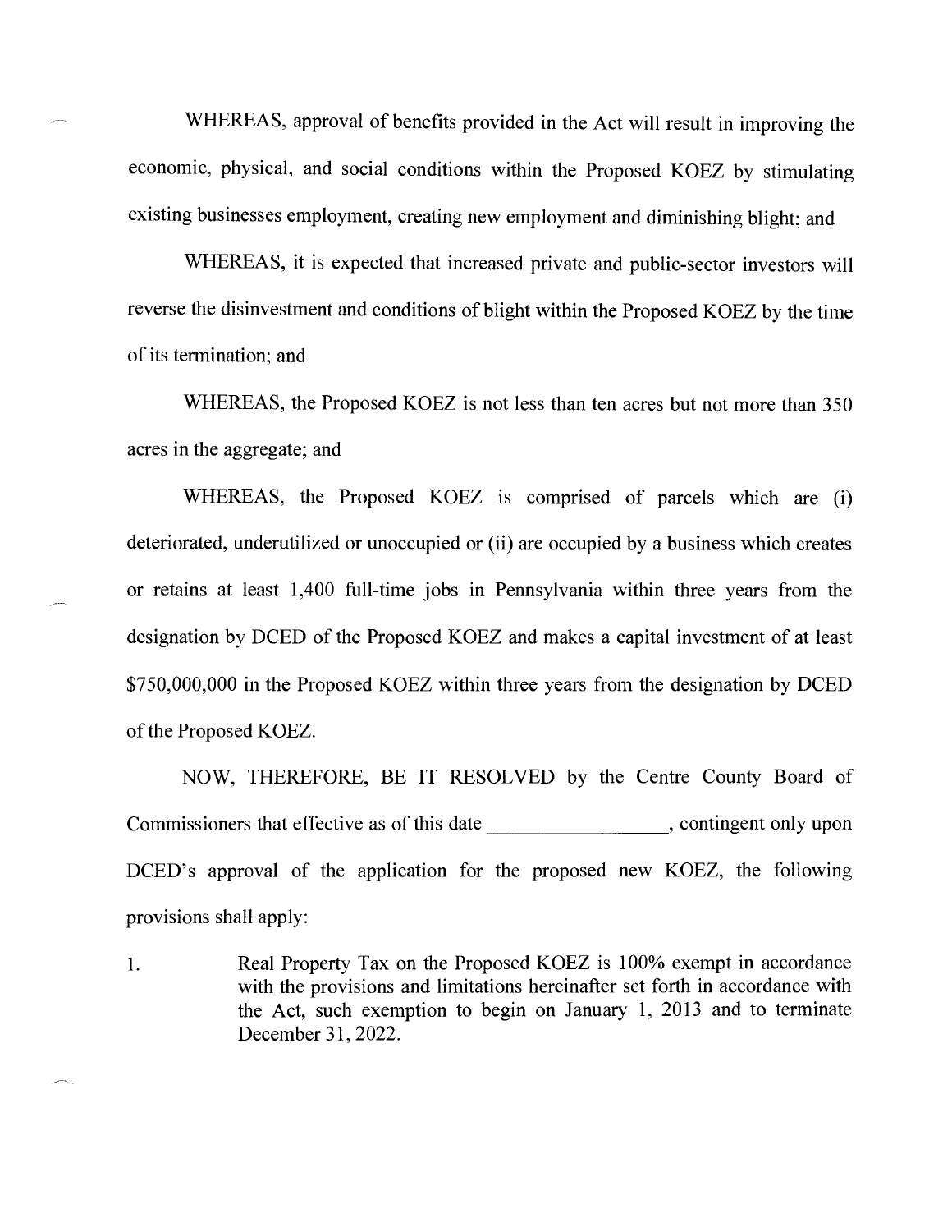WHEREAS, approval of benefits provided in the Act will result in improving the economic, physical, and social conditions within the Proposed KOEZ by stimulating existing businesses employment, creating new employment and diminishing blight; and

WHEREAS, it is expected that increased private and public-sector investors will reverse the disinvestment and conditions of blight within the Proposed KOEZ by the time of its termination; and

WHEREAS, the Proposed KOEZ is not less than ten acres but not more than 350 acres in the aggregate; and

WHEREAS, the Proposed KOEZ is comprised of parcels which are (i) deteriorated, underutilized or unoccupied or (ii) are occupied by a business which creates or retains at least 1,400 full-time jobs in Pennsylvania within three years from the designation by DCED of the Proposed KOEZ and makes a capital investment of at least $750,000,000 in the Proposed KOEZ within three years from the designation by DCED of the Proposed KOEZ.

NOW, THEREFORE, BE IT RESOLVED by the Centre County Board of Commissioners that effective as of this date ________________, contingent only upon DCED's approval of the application for the proposed new KOEZ, the following provisions shall apply:

1. Real Property Tax on the Proposed KOEZ is 100% exempt in accordance with the provisions and limitations hereinafter set forth in accordance with the Act, such exemption to begin on January 1, 2013 and to terminate December 31, 2022.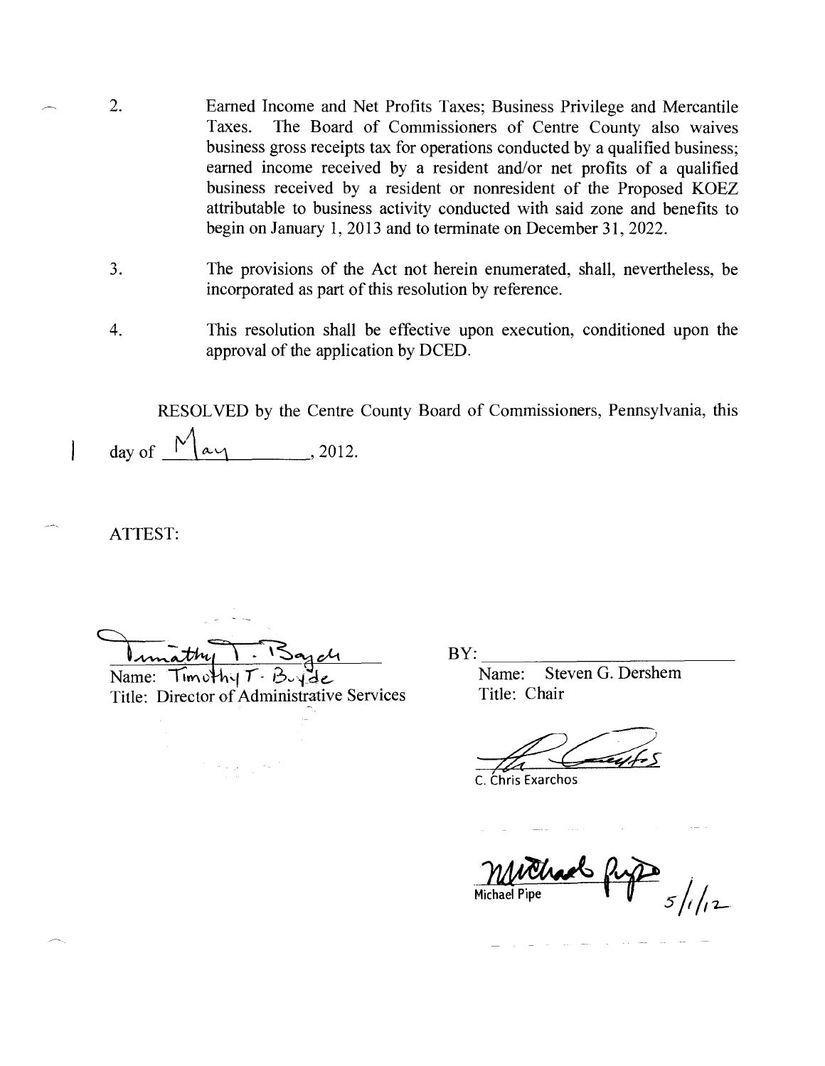2. Earned Income and Net Profits Taxes; Business Privilege and Mercantile Taxes. The Board of Commissioners of Centre County also waives business gross receipts tax for operations conducted by a qualified business; earned income received by a resident and/or net profits of a qualified business received by a resident or nonresident of the Proposed KOEZ attributable to business activity conducted with said zone and benefits to begin on January 1, 2013 and to terminate on December 31, 2022.

3. The provisions of the Act not herein enumerated, shall, nevertheless, be incorporated as part of this resolution by reference.

4. This resolution shall be effective upon execution, conditioned upon the approval of the application by DCED.

RESOLVED by the Centre County Board of Commissioners, Pennsylvania, this 1 day of May, 2012.

ATTEST:

Timothy T. Boyde
Name: Timothy T. Boyde
Title: Director of Administrative Services

BY: ______________________
Name: Steven G. Dershem
Title: Chair

C. Chris Exarchos

Michael Pipe 5/1/12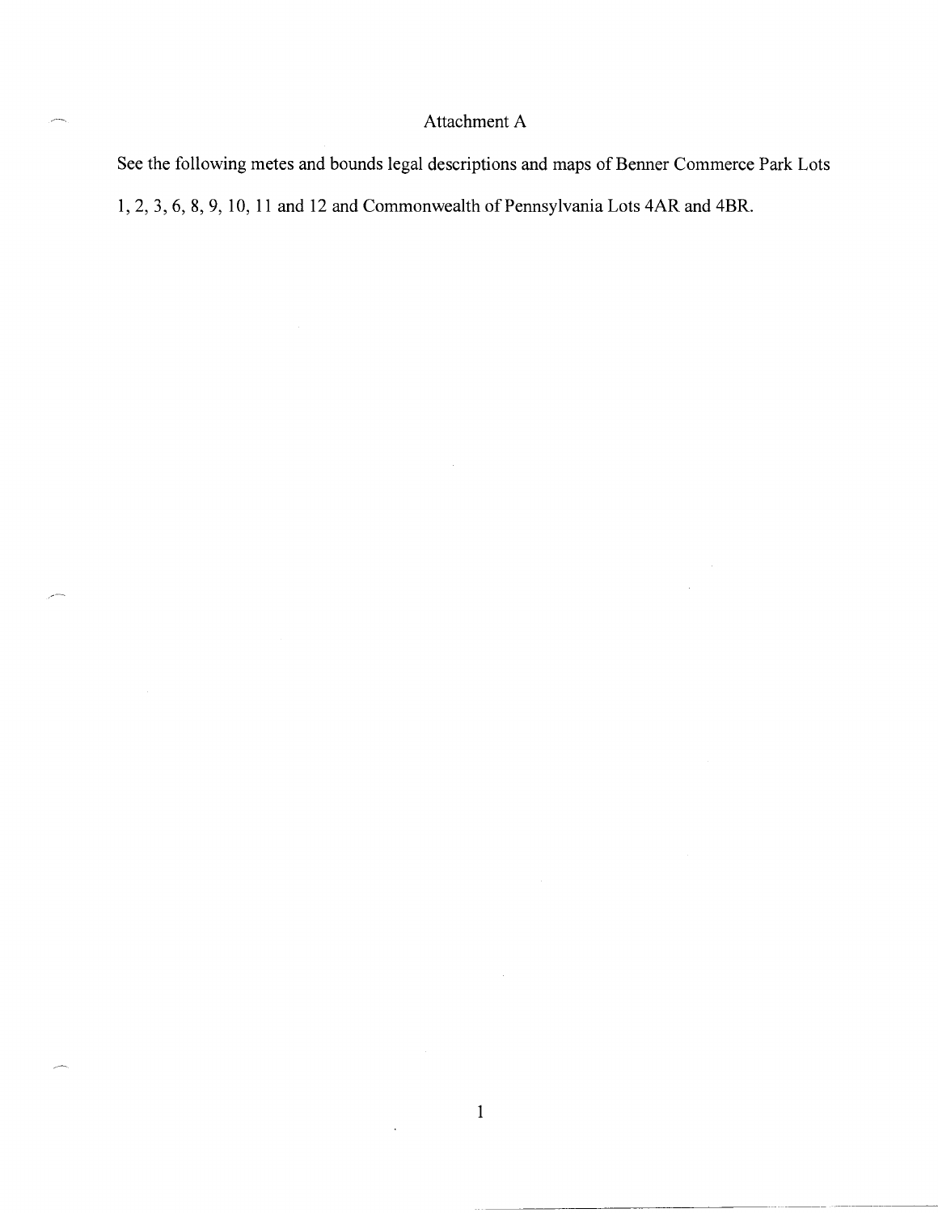# Attachment A

See the following metes and bounds legal descriptions and maps of Benner Commerce Park Lots 1, 2, 3, 6, 8, 9, 10, 11 and 12 and Commonwealth of Pennsylvania Lots 4AR and 4BR.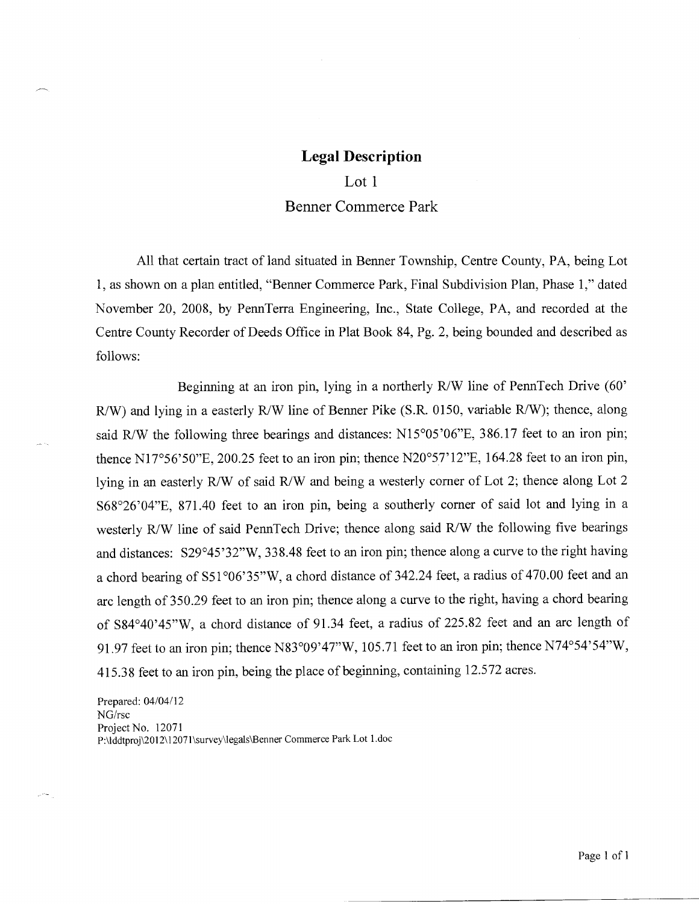# Legal Description

## Lot 1

## Benner Commerce Park

All that certain tract of land situated in Benner Township, Centre County, PA, being Lot 1, as shown on a plan entitled, "Benner Commerce Park, Final Subdivision Plan, Phase 1," dated November 20, 2008, by PennTerra Engineering, Inc., State College, PA, and recorded at the Centre County Recorder of Deeds Office in Plat Book 84, Pg. 2, being bounded and described as follows:

Beginning at an iron pin, lying in a northerly R/W line of PennTech Drive (60' R/W) and lying in a easterly R/W line of Benner Pike (S.R. 0150, variable R/W); thence, along said R/W the following three bearings and distances: N15°05'06"E, 386.17 feet to an iron pin; thence N17°56'50"E, 200.25 feet to an iron pin; thence N20°57'12"E, 164.28 feet to an iron pin, lying in an easterly R/W of said R/W and being a westerly corner of Lot 2; thence along Lot 2 S68°26'04"E, 871.40 feet to an iron pin, being a southerly corner of said lot and lying in a westerly R/W line of said PennTech Drive; thence along said R/W the following five bearings and distances: S29°45'32"W, 338.48 feet to an iron pin; thence along a curve to the right having a chord bearing of S51°06'35"W, a chord distance of 342.24 feet, a radius of 470.00 feet and an arc length of 350.29 feet to an iron pin; thence along a curve to the right, having a chord bearing of S84°40'45"W, a chord distance of 91.34 feet, a radius of 225.82 feet and an arc length of 91.97 feet to an iron pin; thence N83°09'47"W, 105.71 feet to an iron pin; thence N74°54'54"W, 415.38 feet to an iron pin, being the place of beginning, containing 12.572 acres.

Prepared: 04/04/12
NG/rsc
Project No. 12071
P:\lddtproj\2012\12071\survey\legals\Benner Commerce Park Lot 1.doc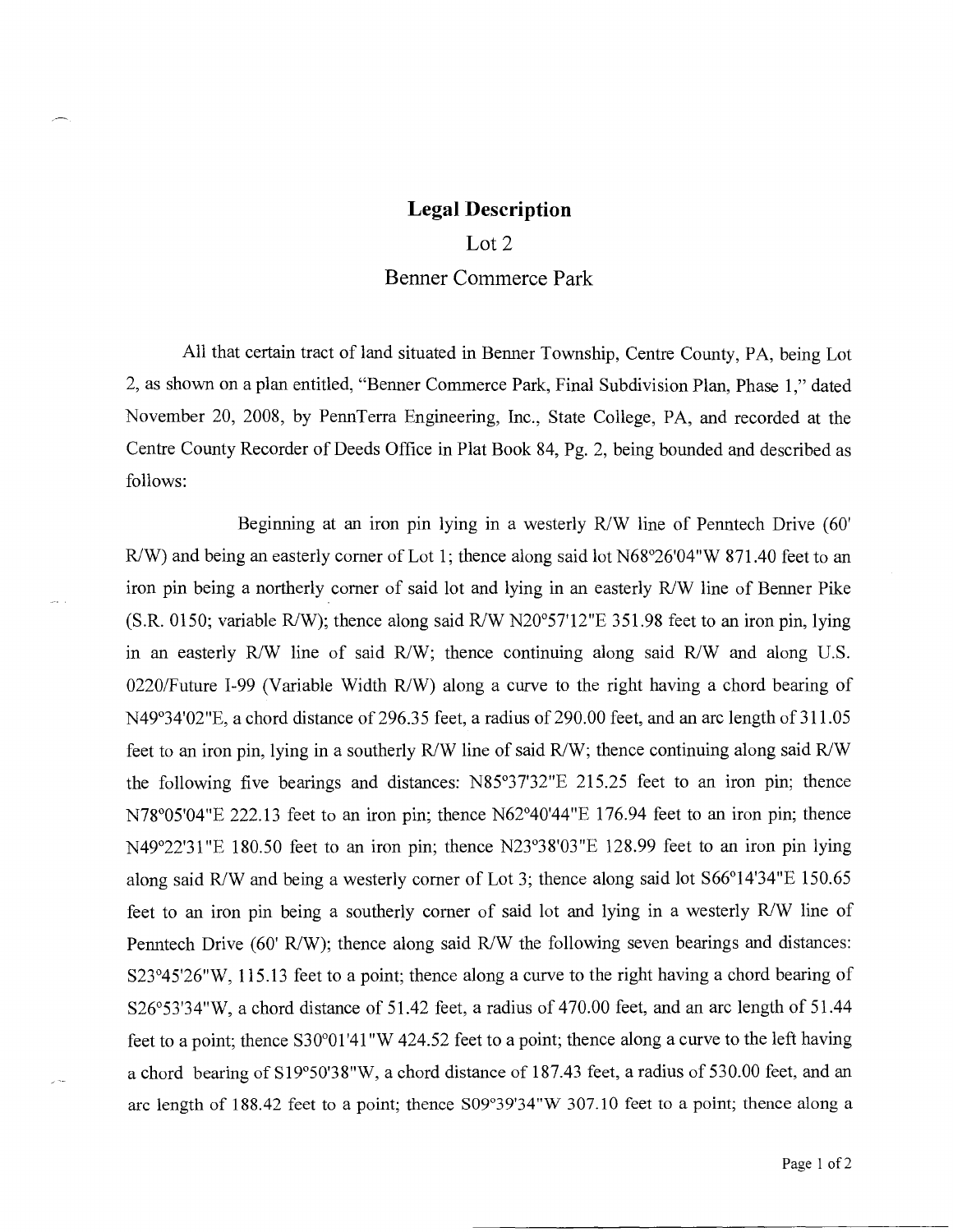# Legal Description

Lot 2

Benner Commerce Park

All that certain tract of land situated in Benner Township, Centre County, PA, being Lot 2, as shown on a plan entitled, "Benner Commerce Park, Final Subdivision Plan, Phase 1," dated November 20, 2008, by PennTerra Engineering, Inc., State College, PA, and recorded at the Centre County Recorder of Deeds Office in Plat Book 84, Pg. 2, being bounded and described as follows:

Beginning at an iron pin lying in a westerly R/W line of Penntech Drive (60' R/W) and being an easterly corner of Lot 1; thence along said lot N68°26'04"W 871.40 feet to an iron pin being a northerly corner of said lot and lying in an easterly R/W line of Benner Pike (S.R. 0150; variable R/W); thence along said R/W N20°57'12"E 351.98 feet to an iron pin, lying in an easterly R/W line of said R/W; thence continuing along said R/W and along U.S. 0220/Future I-99 (Variable Width R/W) along a curve to the right having a chord bearing of N49°34'02"E, a chord distance of 296.35 feet, a radius of 290.00 feet, and an arc length of 311.05 feet to an iron pin, lying in a southerly R/W line of said R/W; thence continuing along said R/W the following five bearings and distances: N85°37'32"E 215.25 feet to an iron pin; thence N78°05'04"E 222.13 feet to an iron pin; thence N62°40'44"E 176.94 feet to an iron pin; thence N49°22'31"E 180.50 feet to an iron pin; thence N23°38'03"E 128.99 feet to an iron pin lying along said R/W and being a westerly corner of Lot 3; thence along said lot S66°14'34"E 150.65 feet to an iron pin being a southerly corner of said lot and lying in a westerly R/W line of Penntech Drive (60' R/W); thence along said R/W the following seven bearings and distances: S23°45'26"W, 115.13 feet to a point; thence along a curve to the right having a chord bearing of S26°53'34"W, a chord distance of 51.42 feet, a radius of 470.00 feet, and an arc length of 51.44 feet to a point; thence S30°01'41"W 424.52 feet to a point; thence along a curve to the left having a chord bearing of S19°50'38"W, a chord distance of 187.43 feet, a radius of 530.00 feet, and an arc length of 188.42 feet to a point; thence S09°39'34"W 307.10 feet to a point; thence along a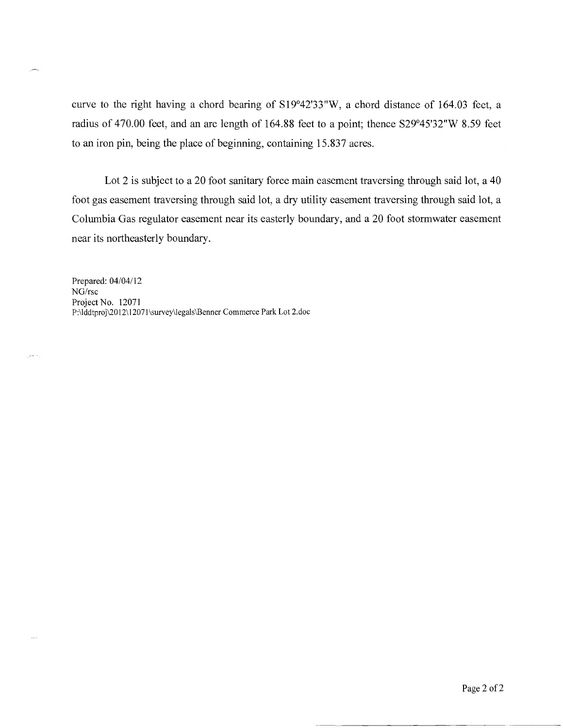curve to the right having a chord bearing of S19°42'33"W, a chord distance of 164.03 feet, a radius of 470.00 feet, and an arc length of 164.88 feet to a point; thence S29°45'32"W 8.59 feet to an iron pin, being the place of beginning, containing 15.837 acres.

Lot 2 is subject to a 20 foot sanitary force main easement traversing through said lot, a 40 foot gas easement traversing through said lot, a dry utility easement traversing through said lot, a Columbia Gas regulator easement near its easterly boundary, and a 20 foot stormwater easement near its northeasterly boundary.

Prepared: 04/04/12
NG/rsc
Project No. 12071
P:\lddtproj\2012\12071\survey\legals\Benner Commerce Park Lot 2.doc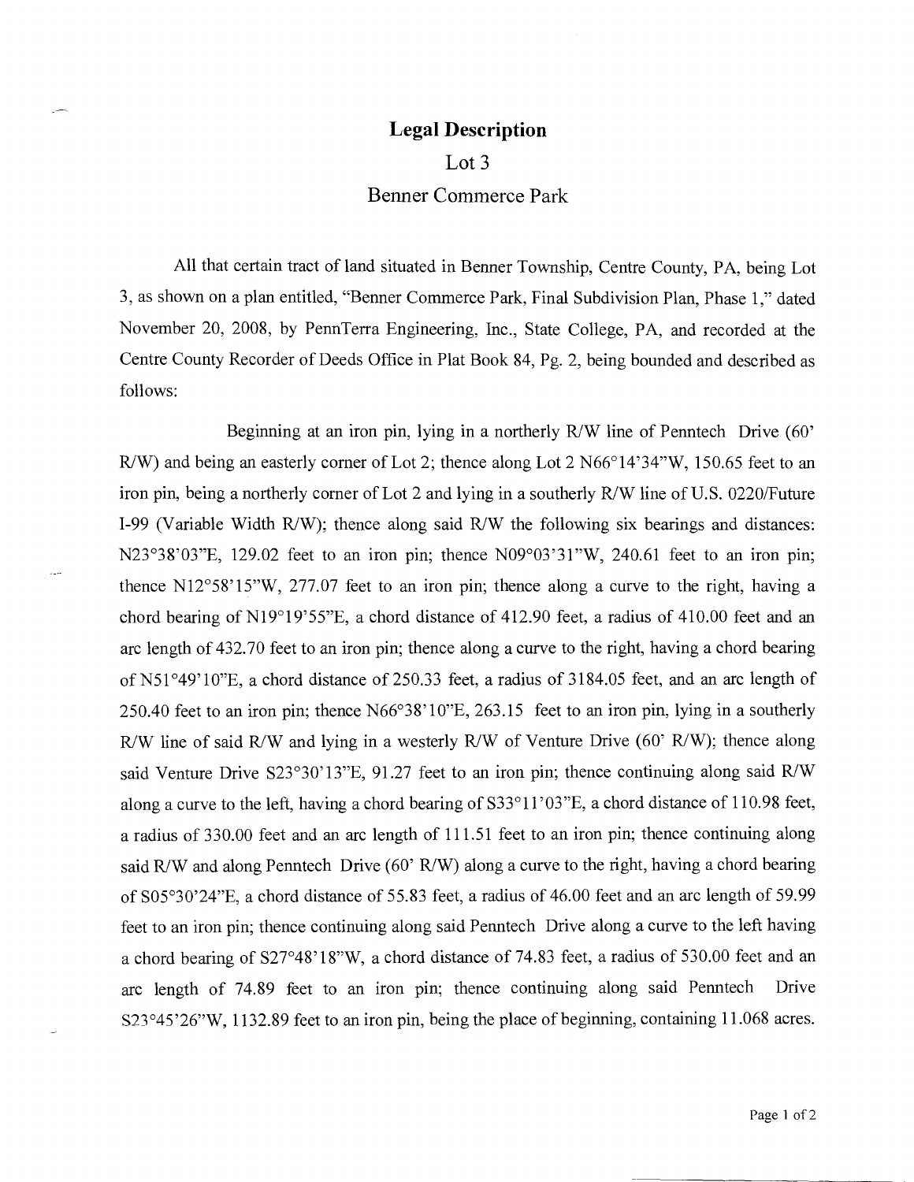# Legal Description

Lot 3

Benner Commerce Park

All that certain tract of land situated in Benner Township, Centre County, PA, being Lot 3, as shown on a plan entitled, "Benner Commerce Park, Final Subdivision Plan, Phase 1," dated November 20, 2008, by PennTerra Engineering, Inc., State College, PA, and recorded at the Centre County Recorder of Deeds Office in Plat Book 84, Pg. 2, being bounded and described as follows:

Beginning at an iron pin, lying in a northerly R/W line of Penntech Drive (60' R/W) and being an easterly corner of Lot 2; thence along Lot 2 N66°14'34"W, 150.65 feet to an iron pin, being a northerly corner of Lot 2 and lying in a southerly R/W line of U.S. 0220/Future I-99 (Variable Width R/W); thence along said R/W the following six bearings and distances: N23°38'03"E, 129.02 feet to an iron pin; thence N09°03'31"W, 240.61 feet to an iron pin; thence N12°58'15"W, 277.07 feet to an iron pin; thence along a curve to the right, having a chord bearing of N19°19'55"E, a chord distance of 412.90 feet, a radius of 410.00 feet and an arc length of 432.70 feet to an iron pin; thence along a curve to the right, having a chord bearing of N51°49'10"E, a chord distance of 250.33 feet, a radius of 3184.05 feet, and an arc length of 250.40 feet to an iron pin; thence N66°38'10"E, 263.15 feet to an iron pin, lying in a southerly R/W line of said R/W and lying in a westerly R/W of Venture Drive (60' R/W); thence along said Venture Drive S23°30'13"E, 91.27 feet to an iron pin; thence continuing along said R/W along a curve to the left, having a chord bearing of S33°11'03"E, a chord distance of 110.98 feet, a radius of 330.00 feet and an arc length of 111.51 feet to an iron pin; thence continuing along said R/W and along Penntech Drive (60' R/W) along a curve to the right, having a chord bearing of S05°30'24"E, a chord distance of 55.83 feet, a radius of 46.00 feet and an arc length of 59.99 feet to an iron pin; thence continuing along said Penntech Drive along a curve to the left having a chord bearing of S27°48'18"W, a chord distance of 74.83 feet, a radius of 530.00 feet and an arc length of 74.89 feet to an iron pin; thence continuing along said Penntech Drive S23°45'26"W, 1132.89 feet to an iron pin, being the place of beginning, containing 11.068 acres.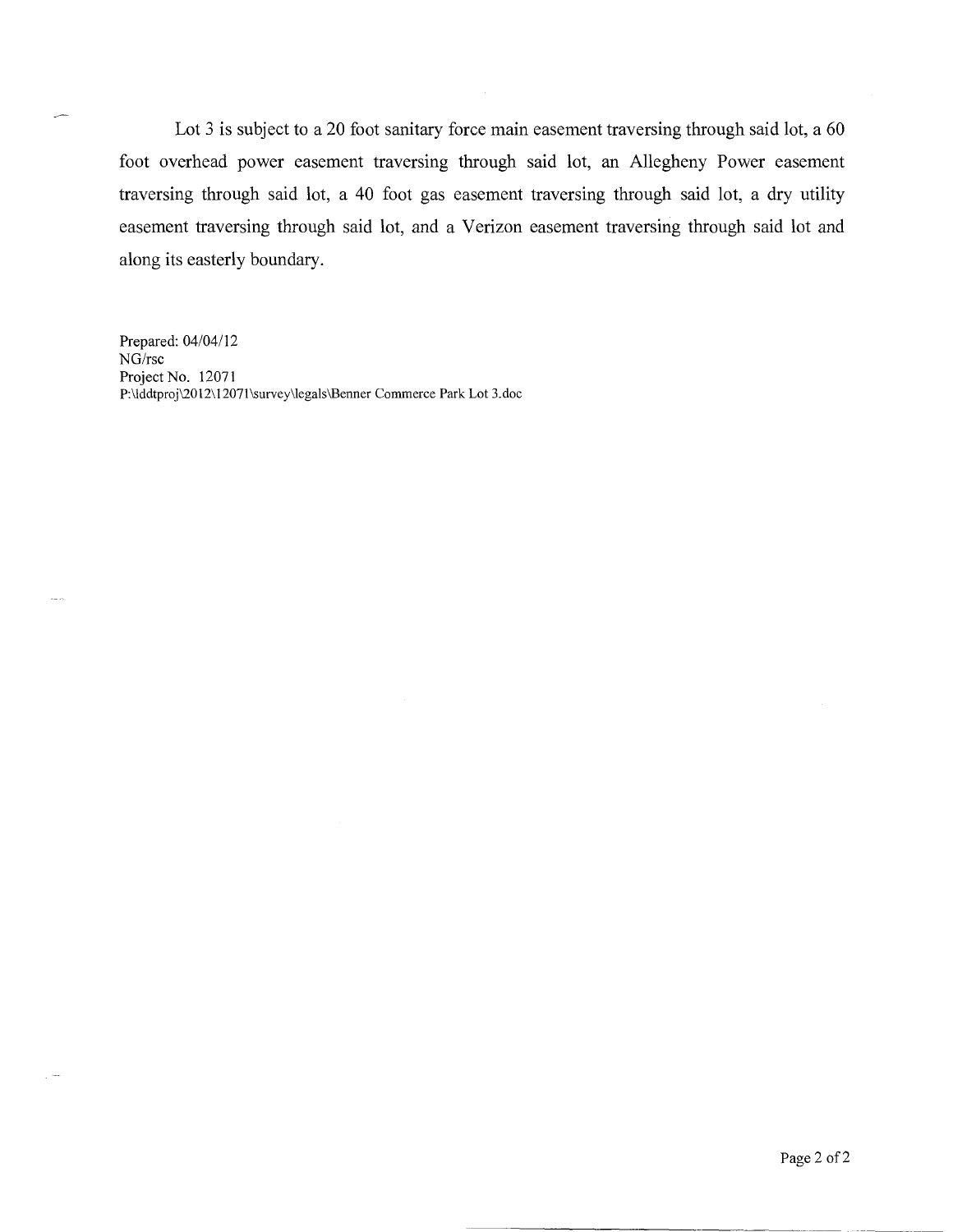Lot 3 is subject to a 20 foot sanitary force main easement traversing through said lot, a 60 foot overhead power easement traversing through said lot, an Allegheny Power easement traversing through said lot, a 40 foot gas easement traversing through said lot, a dry utility easement traversing through said lot, and a Verizon easement traversing through said lot and along its easterly boundary.

Prepared: 04/04/12
NG/rsc
Project No. 12071
P:\lddtproj\2012\12071\survey\legals\Benner Commerce Park Lot 3.doc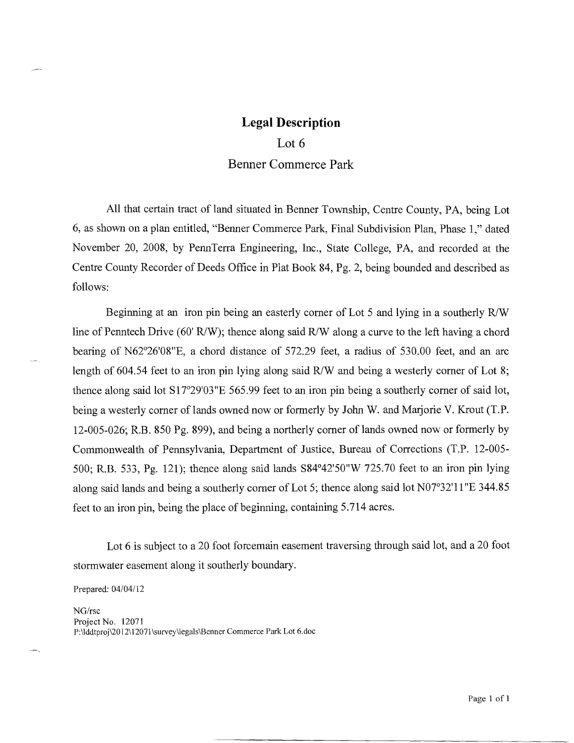# Legal Description

## Lot 6

## Benner Commerce Park

All that certain tract of land situated in Benner Township, Centre County, PA, being Lot 6, as shown on a plan entitled, "Benner Commerce Park, Final Subdivision Plan, Phase 1," dated November 20, 2008, by PennTerra Engineering, Inc., State College, PA, and recorded at the Centre County Recorder of Deeds Office in Plat Book 84, Pg. 2, being bounded and described as follows:

Beginning at an iron pin being an easterly corner of Lot 5 and lying in a southerly R/W line of Penntech Drive (60' R/W); thence along said R/W along a curve to the left having a chord bearing of N62°26'08"E, a chord distance of 572.29 feet, a radius of 530.00 feet, and an arc length of 604.54 feet to an iron pin lying along said R/W and being a westerly corner of Lot 8; thence along said lot S17°29'03"E 565.99 feet to an iron pin being a southerly corner of said lot, being a westerly corner of lands owned now or formerly by John W. and Marjorie V. Krout (T.P. 12-005-026; R.B. 850 Pg. 899), and being a northerly corner of lands owned now or formerly by Commonwealth of Pennsylvania, Department of Justice, Bureau of Corrections (T.P. 12-005-500; R.B. 533, Pg. 121); thence along said lands S84°42'50"W 725.70 feet to an iron pin lying along said lands and being a southerly corner of Lot 5; thence along said lot N07°32'11"E 344.85 feet to an iron pin, being the place of beginning, containing 5.714 acres.

Lot 6 is subject to a 20 foot forcemain easement traversing through said lot, and a 20 foot stormwater easement along it southerly boundary.

Prepared: 04/04/12

NG/rsc
Project No. 12071
P:\lddtproj\2012\12071\survey\legals\Benner Commerce Park Lot 6.doc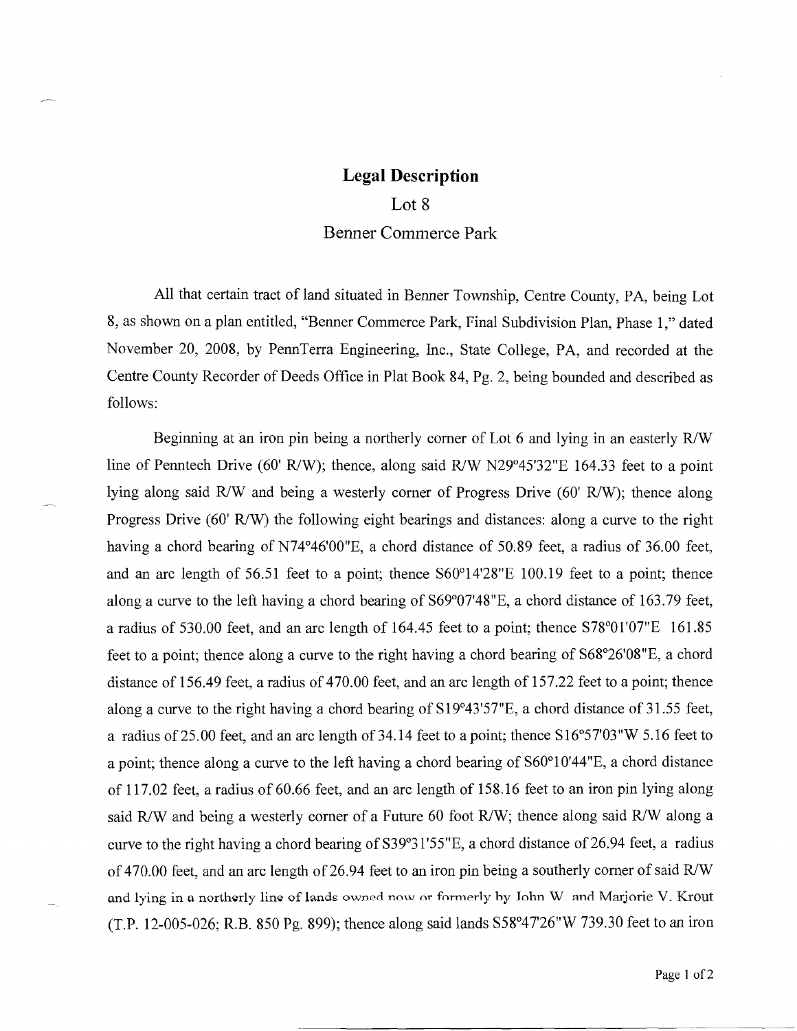# Legal Description

Lot 8

Benner Commerce Park

All that certain tract of land situated in Benner Township, Centre County, PA, being Lot 8, as shown on a plan entitled, "Benner Commerce Park, Final Subdivision Plan, Phase 1," dated November 20, 2008, by PennTerra Engineering, Inc., State College, PA, and recorded at the Centre County Recorder of Deeds Office in Plat Book 84, Pg. 2, being bounded and described as follows:

Beginning at an iron pin being a northerly corner of Lot 6 and lying in an easterly R/W line of Penntech Drive (60' R/W); thence, along said R/W N29°45'32"E 164.33 feet to a point lying along said R/W and being a westerly corner of Progress Drive (60' R/W); thence along Progress Drive (60' R/W) the following eight bearings and distances: along a curve to the right having a chord bearing of N74°46'00"E, a chord distance of 50.89 feet, a radius of 36.00 feet, and an arc length of 56.51 feet to a point; thence S60°14'28"E 100.19 feet to a point; thence along a curve to the left having a chord bearing of S69°07'48"E, a chord distance of 163.79 feet, a radius of 530.00 feet, and an arc length of 164.45 feet to a point; thence S78°01'07"E 161.85 feet to a point; thence along a curve to the right having a chord bearing of S68°26'08"E, a chord distance of 156.49 feet, a radius of 470.00 feet, and an arc length of 157.22 feet to a point; thence along a curve to the right having a chord bearing of S19°43'57"E, a chord distance of 31.55 feet, a radius of 25.00 feet, and an arc length of 34.14 feet to a point; thence S16°57'03"W 5.16 feet to a point; thence along a curve to the left having a chord bearing of S60°10'44"E, a chord distance of 117.02 feet, a radius of 60.66 feet, and an arc length of 158.16 feet to an iron pin lying along said R/W and being a westerly corner of a Future 60 foot R/W; thence along said R/W along a curve to the right having a chord bearing of S39°31'55"E, a chord distance of 26.94 feet, a radius of 470.00 feet, and an arc length of 26.94 feet to an iron pin being a southerly corner of said R/W and lying in a northerly line of lands owned now or formerly by John W. and Marjorie V. Krout (T.P. 12-005-026; R.B. 850 Pg. 899); thence along said lands S58°47'26"W 739.30 feet to an iron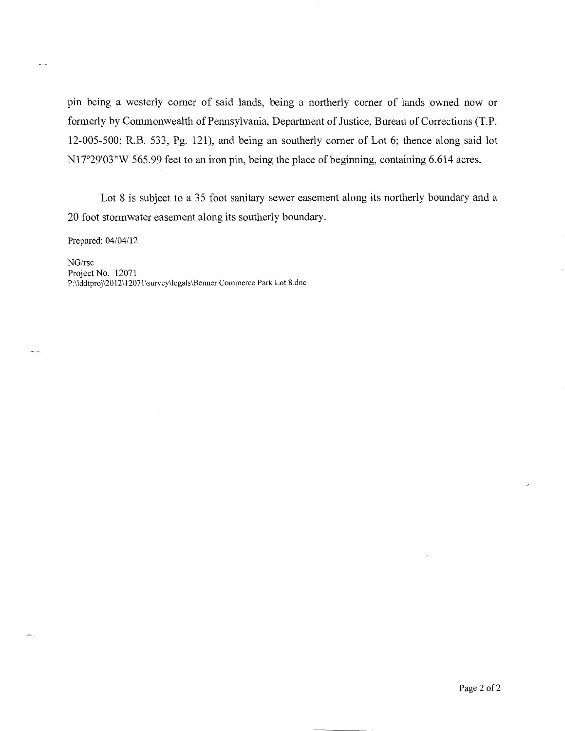pin being a westerly corner of said lands, being a northerly corner of lands owned now or formerly by Commonwealth of Pennsylvania, Department of Justice, Bureau of Corrections (T.P. 12-005-500; R.B. 533, Pg. 121), and being an southerly corner of Lot 6; thence along said lot N17°29'03"W 565.99 feet to an iron pin, being the place of beginning, containing 6.614 acres.

Lot 8 is subject to a 35 foot sanitary sewer easement along its northerly boundary and a 20 foot stormwater easement along its southerly boundary.

Prepared: 04/04/12

NG/rsc
Project No. 12071
P:\lddtproj\2012\12071\survey\legals\Benner Commerce Park Lot 8.doc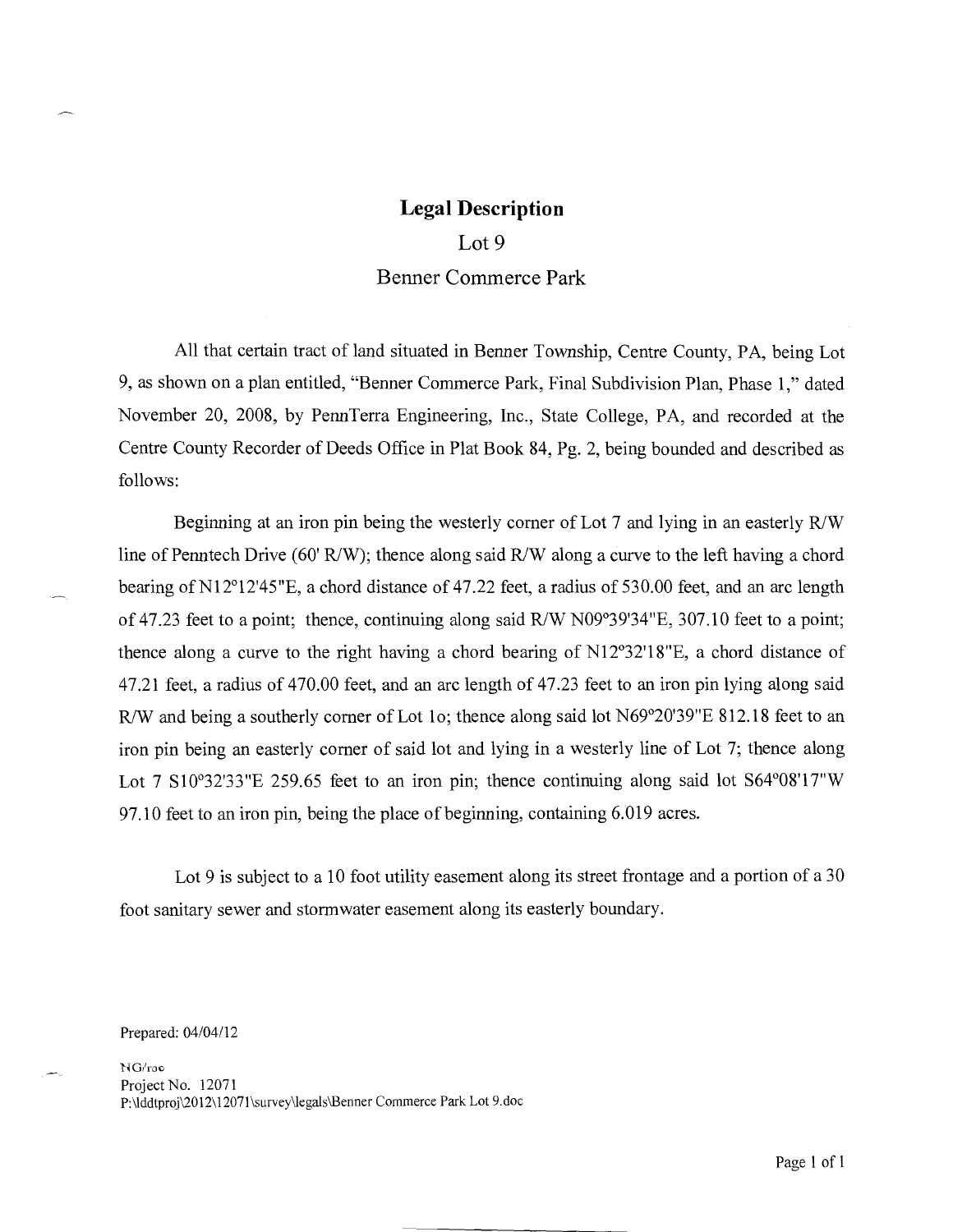# Legal Description

## Lot 9

## Benner Commerce Park

All that certain tract of land situated in Benner Township, Centre County, PA, being Lot 9, as shown on a plan entitled, "Benner Commerce Park, Final Subdivision Plan, Phase 1," dated November 20, 2008, by PennTerra Engineering, Inc., State College, PA, and recorded at the Centre County Recorder of Deeds Office in Plat Book 84, Pg. 2, being bounded and described as follows:

Beginning at an iron pin being the westerly corner of Lot 7 and lying in an easterly R/W line of Penntech Drive (60' R/W); thence along said R/W along a curve to the left having a chord bearing of N12°12'45"E, a chord distance of 47.22 feet, a radius of 530.00 feet, and an arc length of 47.23 feet to a point; thence, continuing along said R/W N09°39'34"E, 307.10 feet to a point; thence along a curve to the right having a chord bearing of N12°32'18"E, a chord distance of 47.21 feet, a radius of 470.00 feet, and an arc length of 47.23 feet to an iron pin lying along said R/W and being a southerly corner of Lot 1o; thence along said lot N69°20'39"E 812.18 feet to an iron pin being an easterly corner of said lot and lying in a westerly line of Lot 7; thence along Lot 7 S10°32'33"E 259.65 feet to an iron pin; thence continuing along said lot S64°08'17"W 97.10 feet to an iron pin, being the place of beginning, containing 6.019 acres.

Lot 9 is subject to a 10 foot utility easement along its street frontage and a portion of a 30 foot sanitary sewer and stormwater easement along its easterly boundary.

Prepared: 04/04/12

NG/roc
Project No. 12071
P:\lddtproj\2012\12071\survey\legals\Benner Commerce Park Lot 9.doc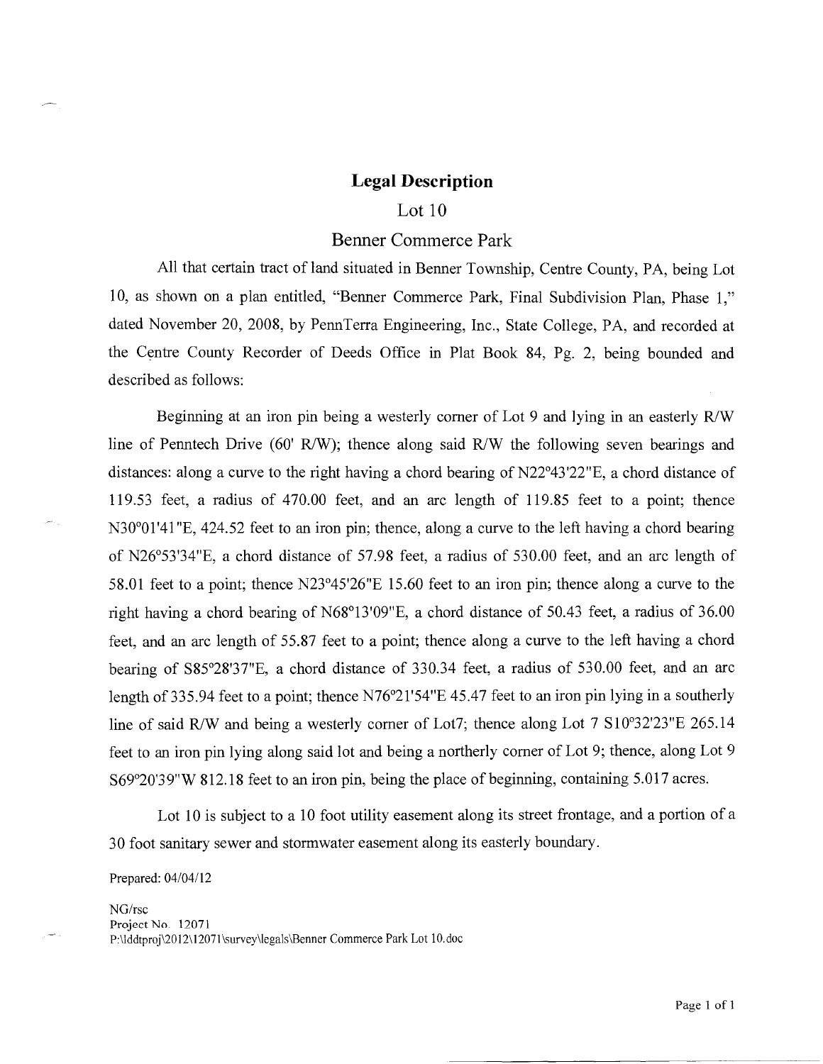# Legal Description

## Lot 10

## Benner Commerce Park

All that certain tract of land situated in Benner Township, Centre County, PA, being Lot 10, as shown on a plan entitled, "Benner Commerce Park, Final Subdivision Plan, Phase 1," dated November 20, 2008, by PennTerra Engineering, Inc., State College, PA, and recorded at the Centre County Recorder of Deeds Office in Plat Book 84, Pg. 2, being bounded and described as follows:

Beginning at an iron pin being a westerly corner of Lot 9 and lying in an easterly R/W line of Penntech Drive (60' R/W); thence along said R/W the following seven bearings and distances: along a curve to the right having a chord bearing of N22°43'22"E, a chord distance of 119.53 feet, a radius of 470.00 feet, and an arc length of 119.85 feet to a point; thence N30°01'41"E, 424.52 feet to an iron pin; thence, along a curve to the left having a chord bearing of N26°53'34"E, a chord distance of 57.98 feet, a radius of 530.00 feet, and an arc length of 58.01 feet to a point; thence N23°45'26"E 15.60 feet to an iron pin; thence along a curve to the right having a chord bearing of N68°13'09"E, a chord distance of 50.43 feet, a radius of 36.00 feet, and an arc length of 55.87 feet to a point; thence along a curve to the left having a chord bearing of S85°28'37"E, a chord distance of 330.34 feet, a radius of 530.00 feet, and an arc length of 335.94 feet to a point; thence N76°21'54"E 45.47 feet to an iron pin lying in a southerly line of said R/W and being a westerly corner of Lot7; thence along Lot 7 S10°32'23"E 265.14 feet to an iron pin lying along said lot and being a northerly corner of Lot 9; thence, along Lot 9 S69°20'39"W 812.18 feet to an iron pin, being the place of beginning, containing 5.017 acres.

Lot 10 is subject to a 10 foot utility easement along its street frontage, and a portion of a 30 foot sanitary sewer and stormwater easement along its easterly boundary.

Prepared: 04/04/12

NG/rsc
Project No. 12071
P:\ddtproj\2012\12071\survey\legals\Benner Commerce Park Lot 10.doc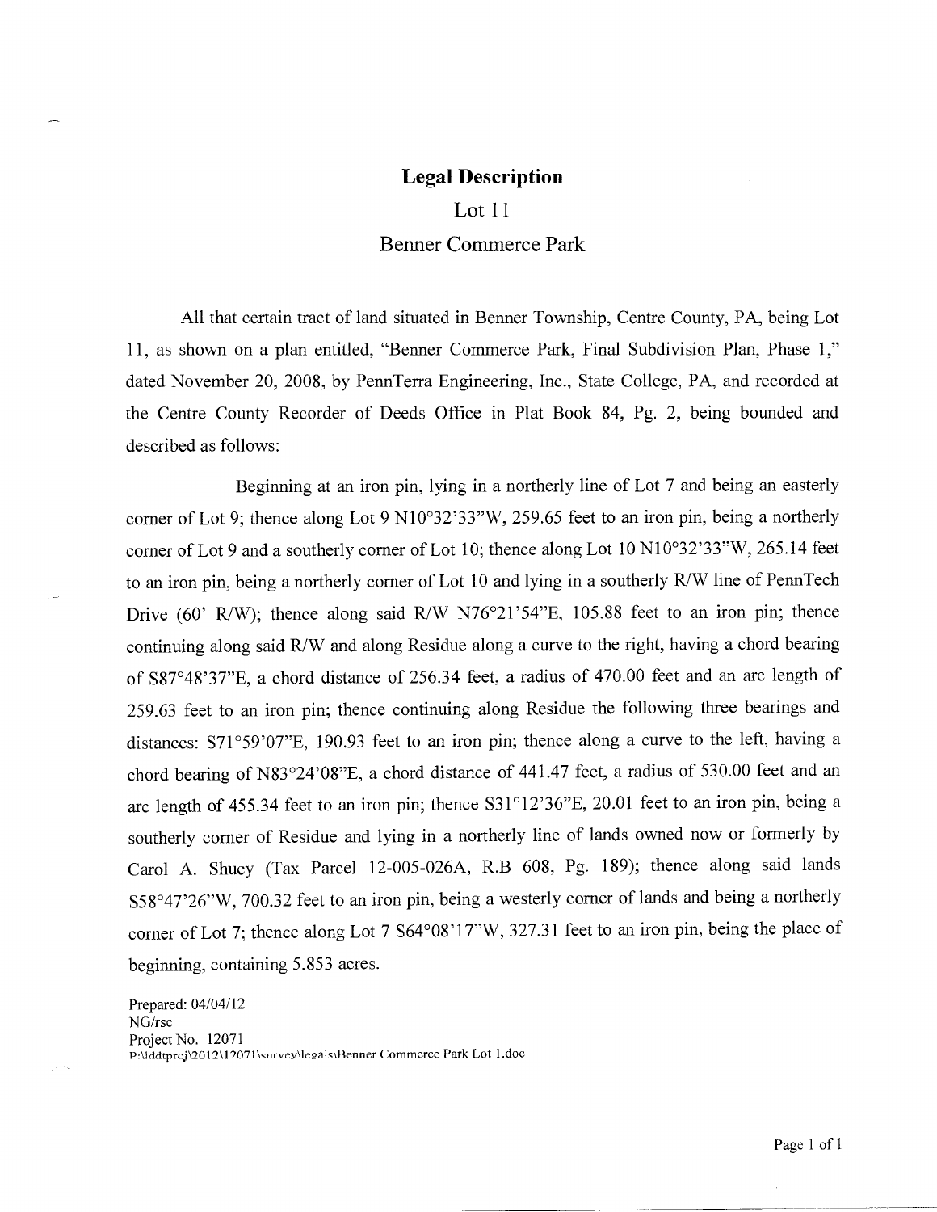# Legal Description

Lot 11

Benner Commerce Park

All that certain tract of land situated in Benner Township, Centre County, PA, being Lot 11, as shown on a plan entitled, "Benner Commerce Park, Final Subdivision Plan, Phase 1," dated November 20, 2008, by PennTerra Engineering, Inc., State College, PA, and recorded at the Centre County Recorder of Deeds Office in Plat Book 84, Pg. 2, being bounded and described as follows:

Beginning at an iron pin, lying in a northerly line of Lot 7 and being an easterly corner of Lot 9; thence along Lot 9 N10°32'33"W, 259.65 feet to an iron pin, being a northerly corner of Lot 9 and a southerly corner of Lot 10; thence along Lot 10 N10°32'33"W, 265.14 feet to an iron pin, being a northerly corner of Lot 10 and lying in a southerly R/W line of PennTech Drive (60' R/W); thence along said R/W N76°21'54"E, 105.88 feet to an iron pin; thence continuing along said R/W and along Residue along a curve to the right, having a chord bearing of S87°48'37"E, a chord distance of 256.34 feet, a radius of 470.00 feet and an arc length of 259.63 feet to an iron pin; thence continuing along Residue the following three bearings and distances: S71°59'07"E, 190.93 feet to an iron pin; thence along a curve to the left, having a chord bearing of N83°24'08"E, a chord distance of 441.47 feet, a radius of 530.00 feet and an arc length of 455.34 feet to an iron pin; thence S31°12'36"E, 20.01 feet to an iron pin, being a southerly corner of Residue and lying in a northerly line of lands owned now or formerly by Carol A. Shuey (Tax Parcel 12-005-026A, R.B 608, Pg. 189); thence along said lands S58°47'26"W, 700.32 feet to an iron pin, being a westerly corner of lands and being a northerly corner of Lot 7; thence along Lot 7 S64°08'17"W, 327.31 feet to an iron pin, being the place of beginning, containing 5.853 acres.

Prepared: 04/04/12
NG/rsc
Project No. 12071
P:\ddtproj\2012\12071\survey\legals\Benner Commerce Park Lot 1.doc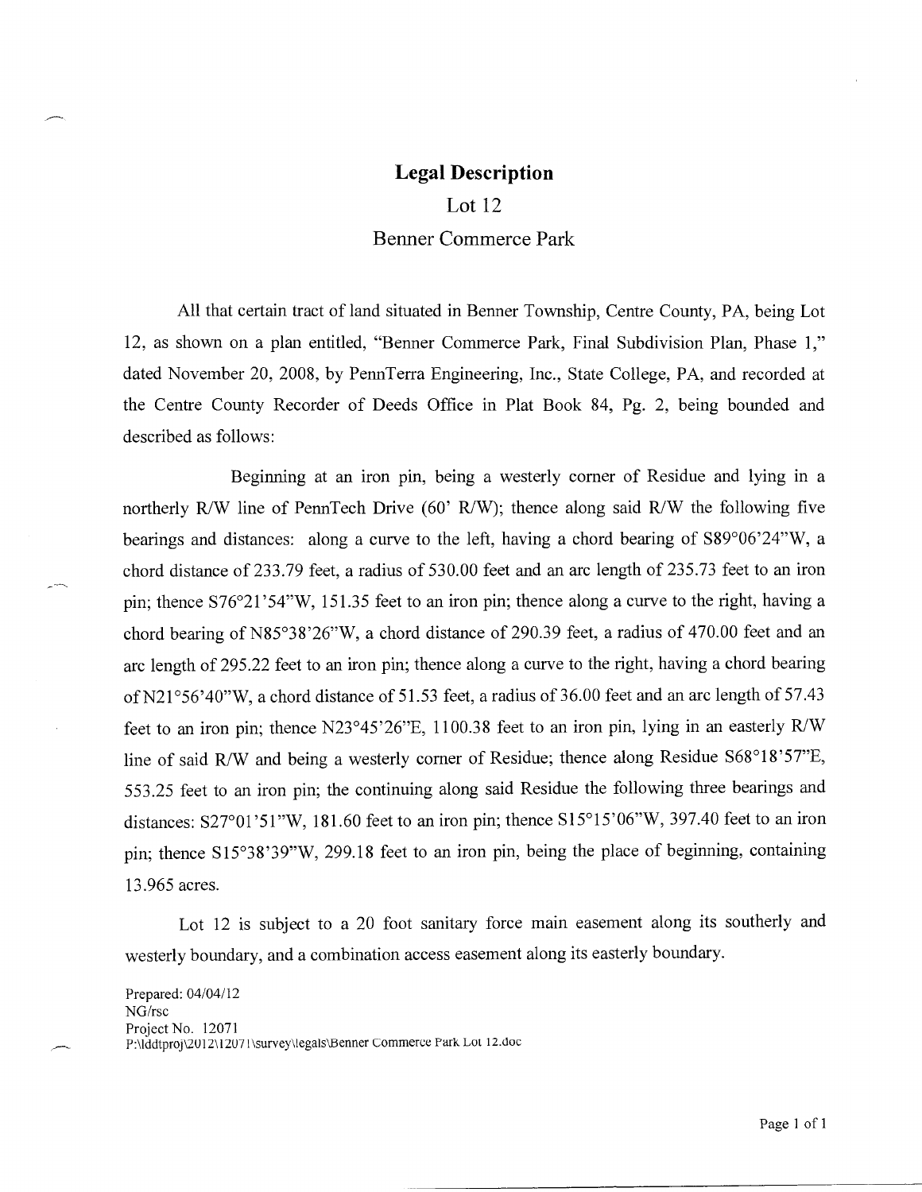# Legal Description

## Lot 12

## Benner Commerce Park

All that certain tract of land situated in Benner Township, Centre County, PA, being Lot 12, as shown on a plan entitled, "Benner Commerce Park, Final Subdivision Plan, Phase 1," dated November 20, 2008, by PennTerra Engineering, Inc., State College, PA, and recorded at the Centre County Recorder of Deeds Office in Plat Book 84, Pg. 2, being bounded and described as follows:

Beginning at an iron pin, being a westerly corner of Residue and lying in a northerly R/W line of PennTech Drive (60' R/W); thence along said R/W the following five bearings and distances: along a curve to the left, having a chord bearing of S89°06'24"W, a chord distance of 233.79 feet, a radius of 530.00 feet and an arc length of 235.73 feet to an iron pin; thence S76°21'54"W, 151.35 feet to an iron pin; thence along a curve to the right, having a chord bearing of N85°38'26"W, a chord distance of 290.39 feet, a radius of 470.00 feet and an arc length of 295.22 feet to an iron pin; thence along a curve to the right, having a chord bearing of N21°56'40"W, a chord distance of 51.53 feet, a radius of 36.00 feet and an arc length of 57.43 feet to an iron pin; thence N23°45'26"E, 1100.38 feet to an iron pin, lying in an easterly R/W line of said R/W and being a westerly corner of Residue; thence along Residue S68°18'57"E, 553.25 feet to an iron pin; the continuing along said Residue the following three bearings and distances: S27°01'51"W, 181.60 feet to an iron pin; thence S15°15'06"W, 397.40 feet to an iron pin; thence S15°38'39"W, 299.18 feet to an iron pin, being the place of beginning, containing 13.965 acres.

Lot 12 is subject to a 20 foot sanitary force main easement along its southerly and westerly boundary, and a combination access easement along its easterly boundary.

Prepared: 04/04/12
NG/rsc
Project No. 12071
P:\lddtproj\2012\12071\survey\legals\Benner Commerce Park Lot 12.doc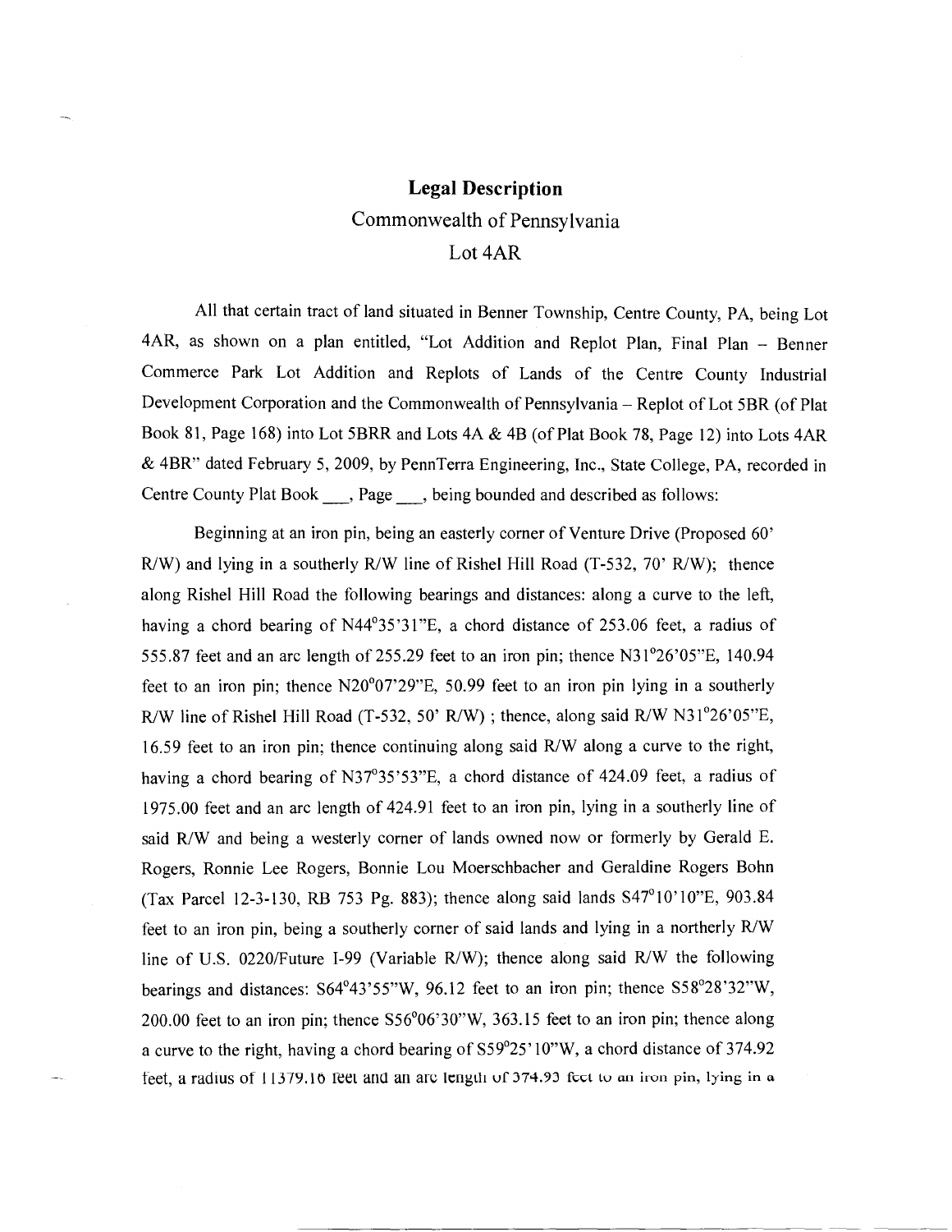# Legal Description

Commonwealth of Pennsylvania

Lot 4AR

All that certain tract of land situated in Benner Township, Centre County, PA, being Lot 4AR, as shown on a plan entitled, "Lot Addition and Replot Plan, Final Plan – Benner Commerce Park Lot Addition and Replots of Lands of the Centre County Industrial Development Corporation and the Commonwealth of Pennsylvania – Replot of Lot 5BR (of Plat Book 81, Page 168) into Lot 5BRR and Lots 4A & 4B (of Plat Book 78, Page 12) into Lots 4AR & 4BR" dated February 5, 2009, by PennTerra Engineering, Inc., State College, PA, recorded in Centre County Plat Book ___, Page ___, being bounded and described as follows:

Beginning at an iron pin, being an easterly corner of Venture Drive (Proposed 60' R/W) and lying in a southerly R/W line of Rishel Hill Road (T-532, 70' R/W); thence along Rishel Hill Road the following bearings and distances: along a curve to the left, having a chord bearing of N44°35'31"E, a chord distance of 253.06 feet, a radius of 555.87 feet and an arc length of 255.29 feet to an iron pin; thence N31°26'05"E, 140.94 feet to an iron pin; thence N20°07'29"E, 50.99 feet to an iron pin lying in a southerly R/W line of Rishel Hill Road (T-532, 50' R/W) ; thence, along said R/W N31°26'05"E, 16.59 feet to an iron pin; thence continuing along said R/W along a curve to the right, having a chord bearing of N37°35'53"E, a chord distance of 424.09 feet, a radius of 1975.00 feet and an arc length of 424.91 feet to an iron pin, lying in a southerly line of said R/W and being a westerly corner of lands owned now or formerly by Gerald E. Rogers, Ronnie Lee Rogers, Bonnie Lou Moerschbacher and Geraldine Rogers Bohn (Tax Parcel 12-3-130, RB 753 Pg. 883); thence along said lands S47°10'10"E, 903.84 feet to an iron pin, being a southerly corner of said lands and lying in a northerly R/W line of U.S. 0220/Future I-99 (Variable R/W); thence along said R/W the following bearings and distances: S64°43'55"W, 96.12 feet to an iron pin; thence S58°28'32"W, 200.00 feet to an iron pin; thence S56°06'30"W, 363.15 feet to an iron pin; thence along a curve to the right, having a chord bearing of S59°25'10"W, a chord distance of 374.92 feet, a radius of 11379.16 feet and an arc length of 374.93 feet to an iron pin, lying in a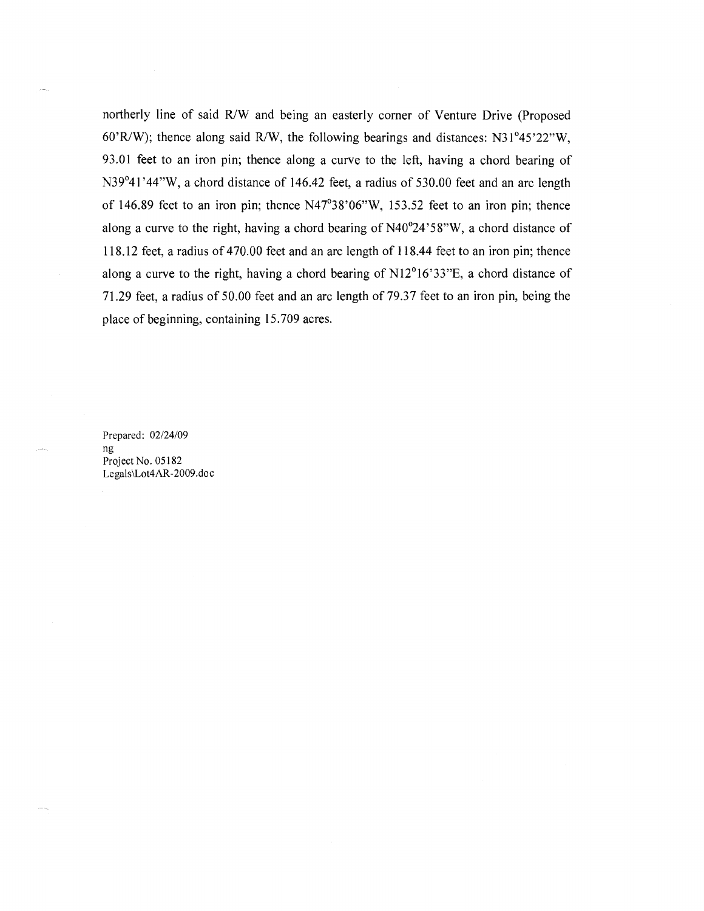northerly line of said R/W and being an easterly corner of Venture Drive (Proposed 60'R/W); thence along said R/W, the following bearings and distances: N31°45'22"W, 93.01 feet to an iron pin; thence along a curve to the left, having a chord bearing of N39°41'44"W, a chord distance of 146.42 feet, a radius of 530.00 feet and an arc length of 146.89 feet to an iron pin; thence N47°38'06"W, 153.52 feet to an iron pin; thence along a curve to the right, having a chord bearing of N40°24'58"W, a chord distance of 118.12 feet, a radius of 470.00 feet and an arc length of 118.44 feet to an iron pin; thence along a curve to the right, having a chord bearing of N12°16'33"E, a chord distance of 71.29 feet, a radius of 50.00 feet and an arc length of 79.37 feet to an iron pin, being the place of beginning, containing 15.709 acres.

Prepared: 02/24/09
ng
Project No. 05182
Legals\Lot4AR-2009.doc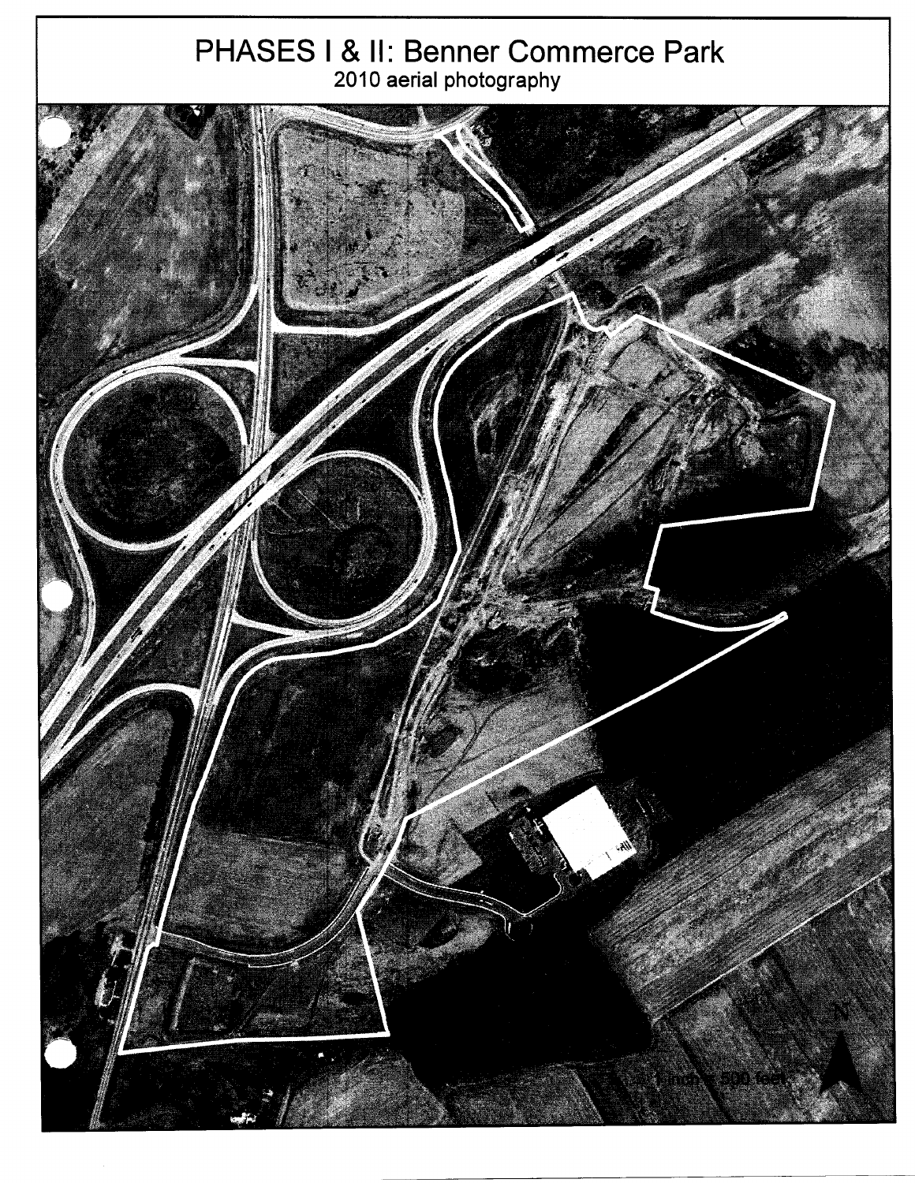# PHASES I & II: Benner Commerce Park

2010 aerial photography

1 inch = 500 feet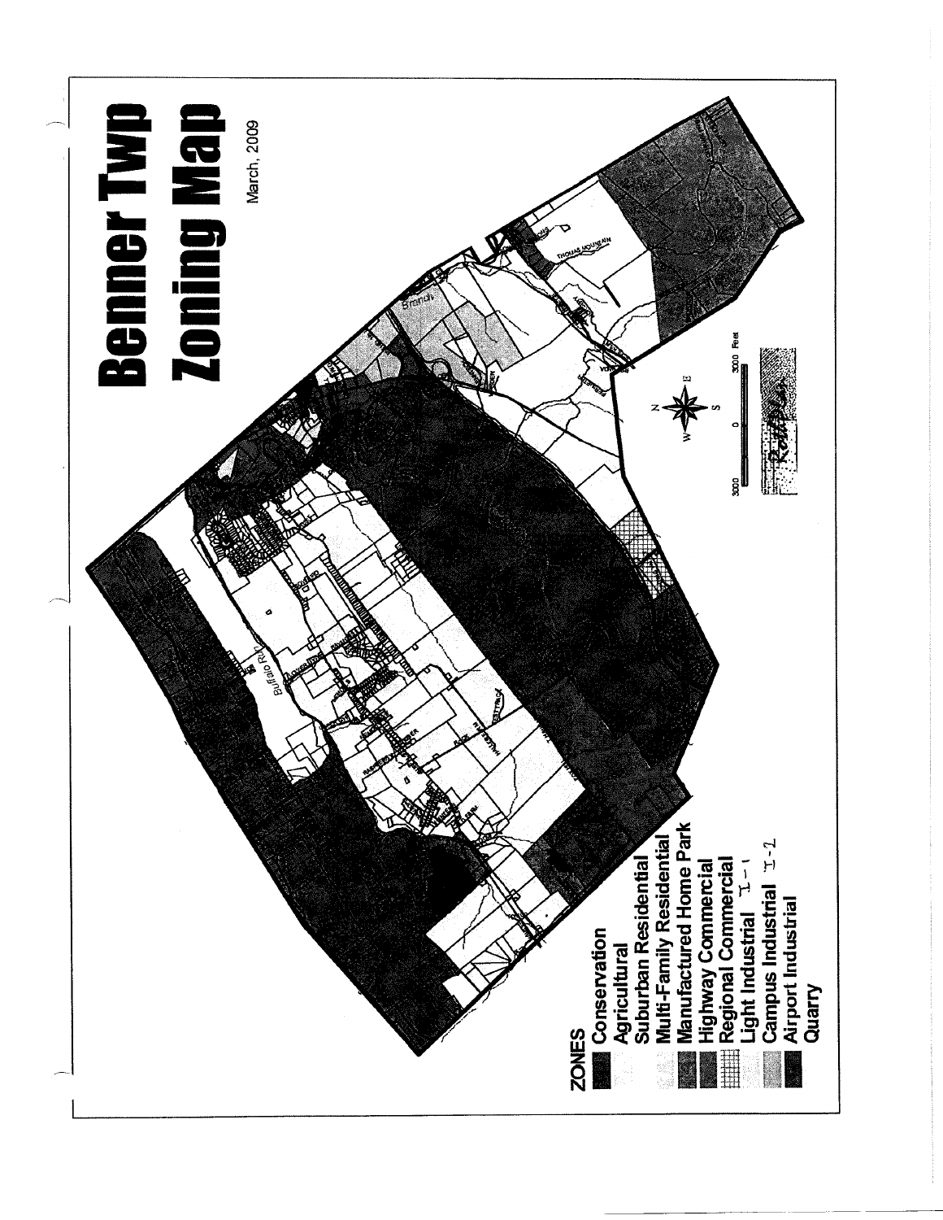# Benner Twp Zoning Map

March, 2009

ZONES

- Conservation
- Agricultural
- Suburban Residential
- Multi-Family Residential
- Manufactured Home Park
- Highway Commercial
- Regional Commercial
- Light Industrial I-1
- Campus Industrial I-2
- Airport Industrial
- Quarry

Buffalo Run

Branch

THOMAS MOUNTAIN

N

E

S

W

3000 0 3000 Feet